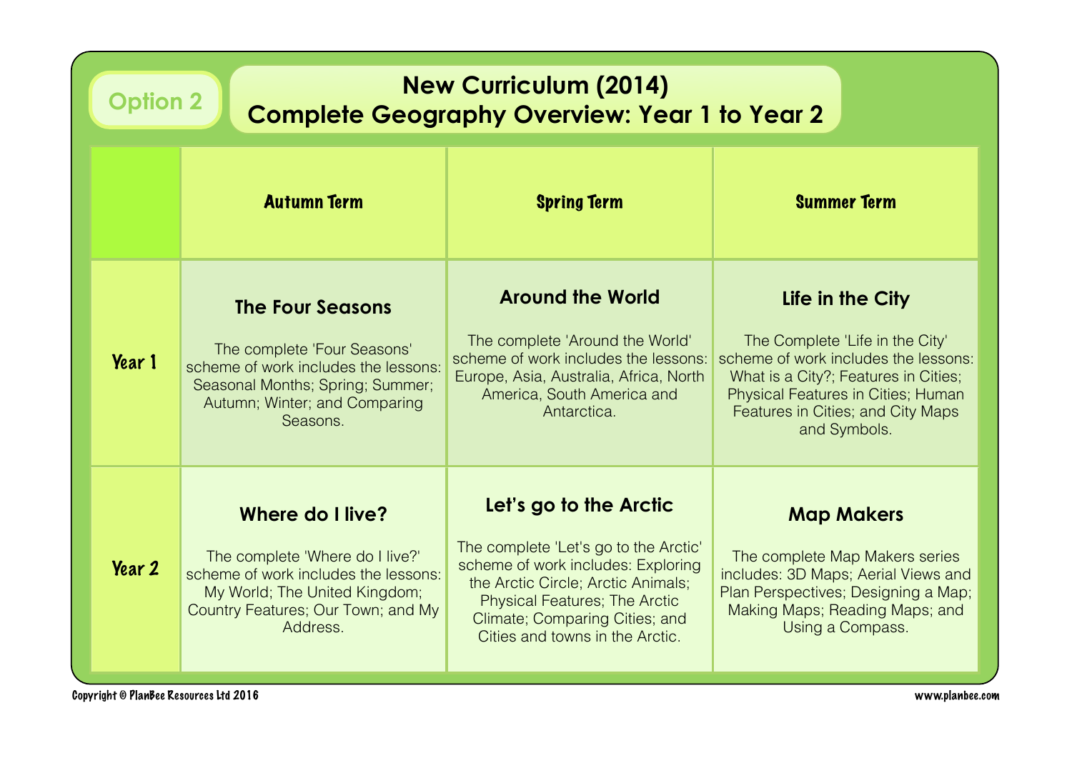Option 2

# New Curriculum (2014)
# Complete Geography Overview: Year 1 to Year 2

| | Autumn Term | Spring Term | Summer Term |
|---|---|---|---|
| **Year 1** | **The Four Seasons**<br><br>The complete 'Four Seasons' scheme of work includes the lessons: Seasonal Months; Spring; Summer; Autumn; Winter; and Comparing Seasons. | **Around the World**<br><br>The complete 'Around the World' scheme of work includes the lessons: Europe, Asia, Australia, Africa, North America, South America and Antarctica. | **Life in the City**<br><br>The Complete 'Life in the City' scheme of work includes the lessons: What is a City?; Features in Cities; Physical Features in Cities; Human Features in Cities; and City Maps and Symbols. |
| **Year 2** | **Where do I live?**<br><br>The complete 'Where do I live?' scheme of work includes the lessons: My World; The United Kingdom; Country Features; Our Town; and My Address. | **Let's go to the Arctic**<br><br>The complete 'Let's go to the Arctic' scheme of work includes: Exploring the Arctic Circle; Arctic Animals; Physical Features; The Arctic Climate; Comparing Cities; and Cities and towns in the Arctic. | **Map Makers**<br><br>The complete Map Makers series includes: 3D Maps; Aerial Views and Plan Perspectives; Designing a Map; Making Maps; Reading Maps; and Using a Compass. |

Copyright © PlanBee Resources Ltd 2016

www.planbee.com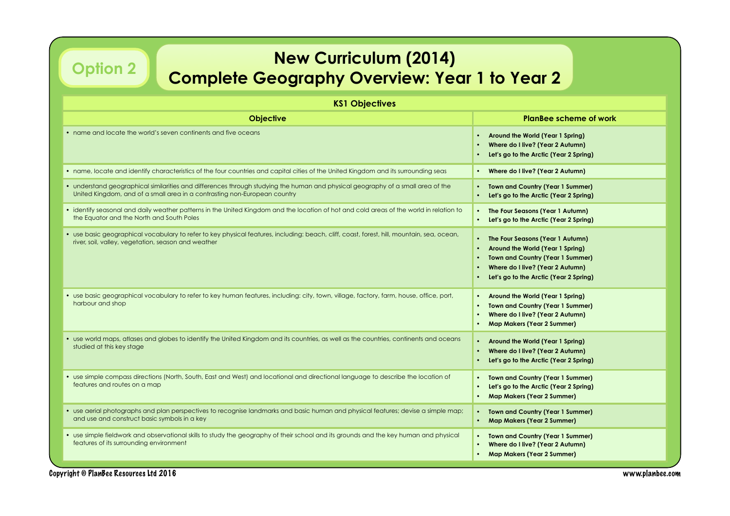Option 2

# New Curriculum (2014)
# Complete Geography Overview: Year 1 to Year 2

| KS1 Objectives | |
|---|---|
| **Objective** | **PlanBee scheme of work** |
| • name and locate the world's seven continents and five oceans | • **Around the World (Year 1 Spring)**<br>• **Where do I live? (Year 2 Autumn)**<br>• **Let's go to the Arctic (Year 2 Spring)** |
| • name, locate and identify characteristics of the four countries and capital cities of the United Kingdom and its surrounding seas | • **Where do I live? (Year 2 Autumn)** |
| • understand geographical similarities and differences through studying the human and physical geography of a small area of the United Kingdom, and of a small area in a contrasting non-European country | • **Town and Country (Year 1 Summer)**<br>• **Let's go to the Arctic (Year 2 Spring)** |
| • identify seasonal and daily weather patterns in the United Kingdom and the location of hot and cold areas of the world in relation to the Equator and the North and South Poles | • **The Four Seasons (Year 1 Autumn)**<br>• **Let's go to the Arctic (Year 2 Spring)** |
| • use basic geographical vocabulary to refer to key physical features, including: beach, cliff, coast, forest, hill, mountain, sea, ocean, river, soil, valley, vegetation, season and weather | • **The Four Seasons (Year 1 Autumn)**<br>• **Around the World (Year 1 Spring)**<br>• **Town and Country (Year 1 Summer)**<br>• **Where do I live? (Year 2 Autumn)**<br>• **Let's go to the Arctic (Year 2 Spring)** |
| • use basic geographical vocabulary to refer to key human features, including: city, town, village, factory, farm, house, office, port, harbour and shop | • **Around the World (Year 1 Spring)**<br>• **Town and Country (Year 1 Summer)**<br>• **Where do I live? (Year 2 Autumn)**<br>• **Map Makers (Year 2 Summer)** |
| • use world maps, atlases and globes to identify the United Kingdom and its countries, as well as the countries, continents and oceans studied at this key stage | • **Around the World (Year 1 Spring)**<br>• **Where do I live? (Year 2 Autumn)**<br>• **Let's go to the Arctic (Year 2 Spring)** |
| • use simple compass directions (North, South, East and West) and locational and directional language to describe the location of features and routes on a map | • **Town and Country (Year 1 Summer)**<br>• **Let's go to the Arctic (Year 2 Spring)**<br>• **Map Makers (Year 2 Summer)** |
| • use aerial photographs and plan perspectives to recognise landmarks and basic human and physical features; devise a simple map; and use and construct basic symbols in a key | • **Town and Country (Year 1 Summer)**<br>• **Map Makers (Year 2 Summer)** |
| • use simple fieldwork and observational skills to study the geography of their school and its grounds and the key human and physical features of its surrounding environment | • **Town and Country (Year 1 Summer)**<br>• **Where do I live? (Year 2 Autumn)**<br>• **Map Makers (Year 2 Summer)** |

Copyright © PlanBee Resources Ltd 2016 www.planbee.com